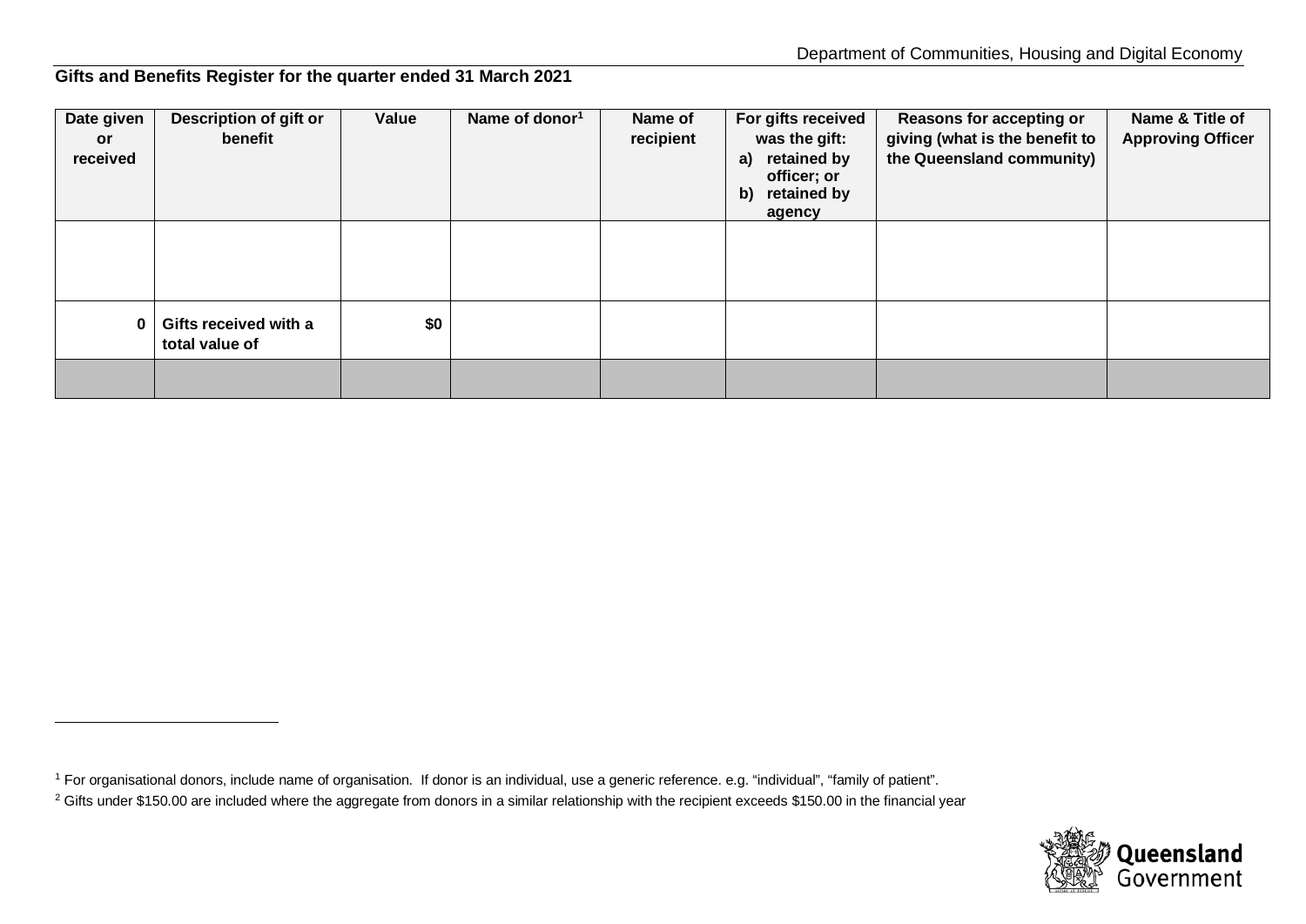## Gifts and Benefits Register for the quarter ended 31 March 2021

| Date given or received | Description of gift or benefit | Value | Name of donor[1] | Name of recipient | For gifts received was the gift: a) retained by officer; or b) retained by agency | Reasons for accepting or giving (what is the benefit to the Queensland community) | Name & Title of Approving Officer |
|---|---|---|---|---|---|---|---|
| | | | | | | | |
| 0 | **Gifts received with a total value of** | **$0** | | | | | |
| | | | | | | | |

[1] For organisational donors, include name of organisation. If donor is an individual, use a generic reference. e.g. "individual", "family of patient".

[2] Gifts under $150.00 are included where the aggregate from donors in a similar relationship with the recipient exceeds $150.00 in the financial year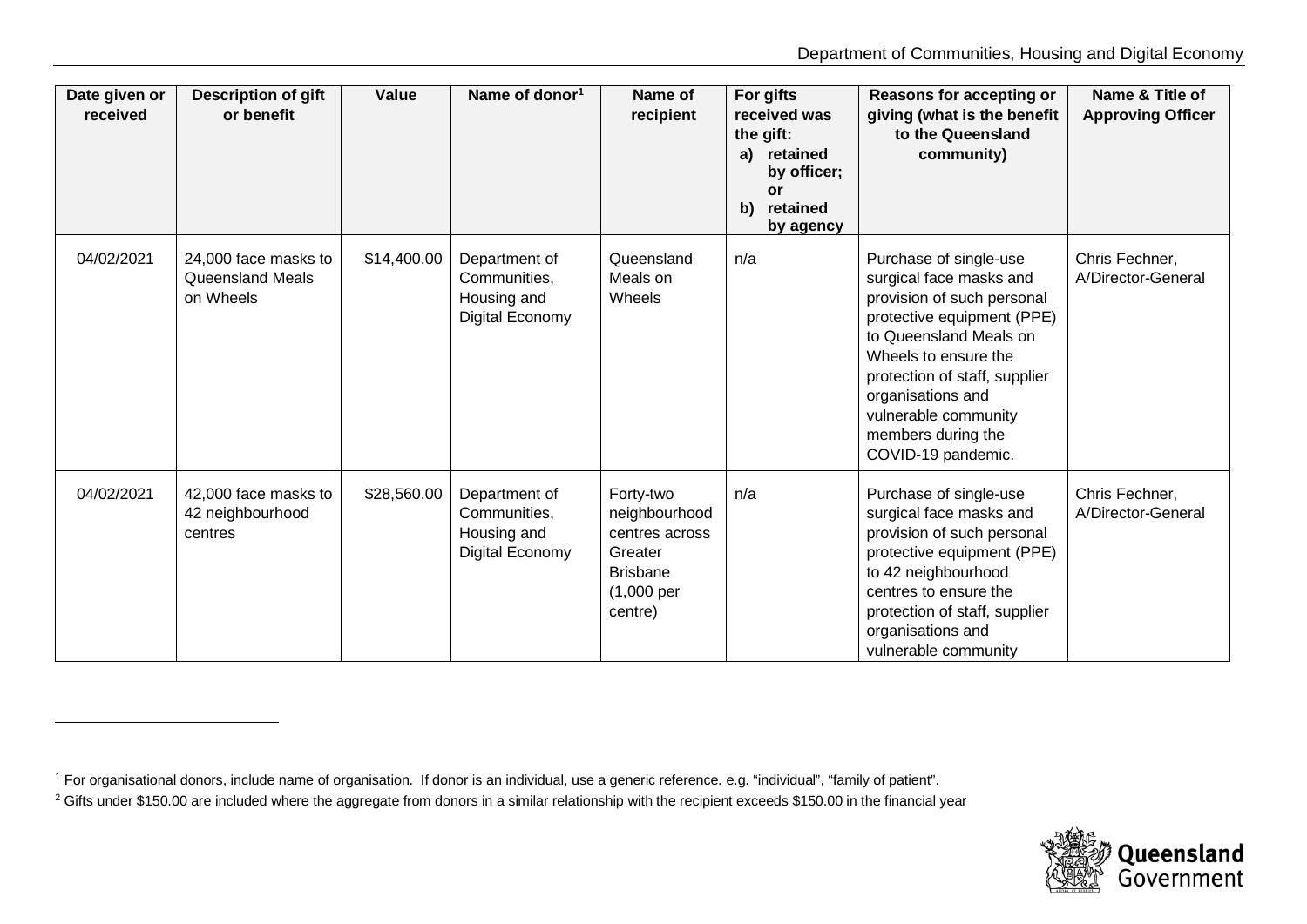| Date given or received | Description of gift or benefit | Value | Name of donor[1] | Name of recipient | For gifts received was the gift: a) retained by officer; or b) retained by agency | Reasons for accepting or giving (what is the benefit to the Queensland community) | Name & Title of Approving Officer |
|---|---|---|---|---|---|---|---|
| 04/02/2021 | 24,000 face masks to Queensland Meals on Wheels | $14,400.00 | Department of Communities, Housing and Digital Economy | Queensland Meals on Wheels | n/a | Purchase of single-use surgical face masks and provision of such personal protective equipment (PPE) to Queensland Meals on Wheels to ensure the protection of staff, supplier organisations and vulnerable community members during the COVID-19 pandemic. | Chris Fechner, A/Director-General |
| 04/02/2021 | 42,000 face masks to 42 neighbourhood centres | $28,560.00 | Department of Communities, Housing and Digital Economy | Forty-two neighbourhood centres across Greater Brisbane (1,000 per centre) | n/a | Purchase of single-use surgical face masks and provision of such personal protective equipment (PPE) to 42 neighbourhood centres to ensure the protection of staff, supplier organisations and vulnerable community | Chris Fechner, A/Director-General |

[1] For organisational donors, include name of organisation. If donor is an individual, use a generic reference. e.g. "individual", "family of patient".

[2] Gifts under $150.00 are included where the aggregate from donors in a similar relationship with the recipient exceeds $150.00 in the financial year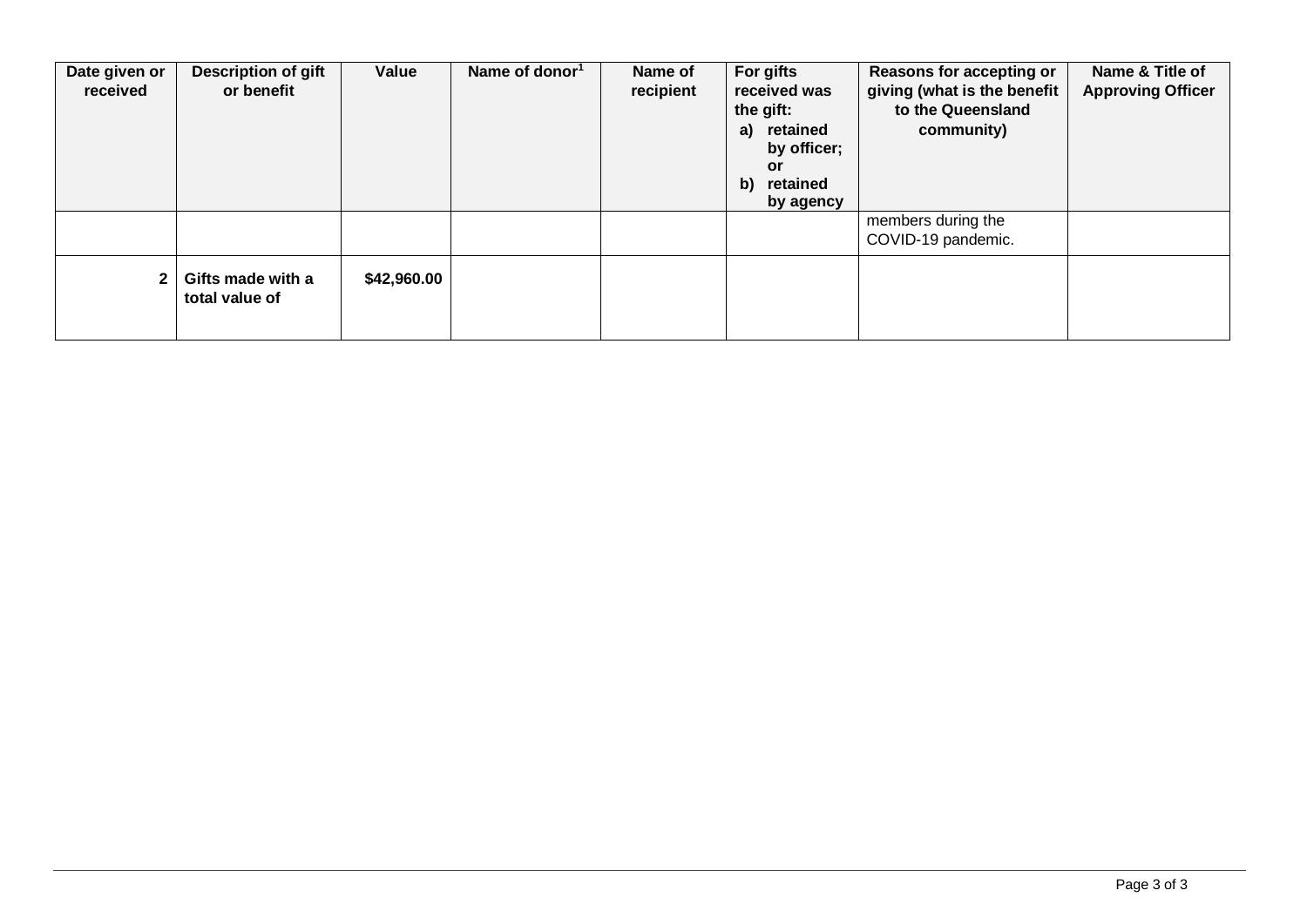| Date given or received | Description of gift or benefit | Value | Name of donor[1] | Name of recipient | For gifts received was the gift: a) retained by officer; or b) retained by agency | Reasons for accepting or giving (what is the benefit to the Queensland community) | Name & Title of Approving Officer |
|---|---|---|---|---|---|---|---|
| | | | | | | members during the COVID-19 pandemic. | |
| **2** | **Gifts made with a total value of** | **$42,960.00** | | | | | |